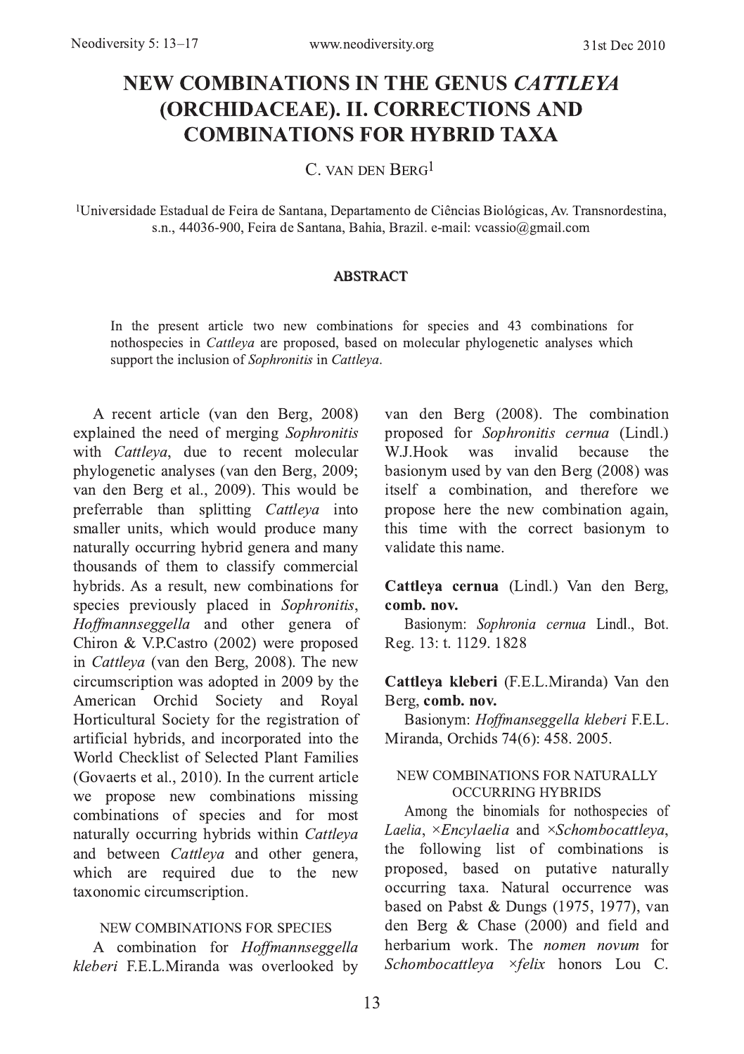# NEW COMBINATIONS IN THE GENUS *CATTLEYA* (ORCHIDACEAE). II. CORRECTIONS AND COMBINATIONS FOR HYBRID TAXA

C. van den Berg[1]

[1]Universidade Estadual de Feira de Santana, Departamento de Ciências Biológicas, Av. Transnordestina, s.n., 44036-900, Feira de Santana, Bahia, Brazil. e-mail: vcassio@gmail.com

## ABSTRACT

In the present article two new combinations for species and 43 combinations for nothospecies in *Cattleya* are proposed, based on molecular phylogenetic analyses which support the inclusion of *Sophronitis* in *Cattleya*.

A recent article (van den Berg, 2008) explained the need of merging *Sophronitis* with *Cattleya*, due to recent molecular phylogenetic analyses (van den Berg, 2009; van den Berg et al., 2009). This would be preferrable than splitting *Cattleya* into smaller units, which would produce many naturally occurring hybrid genera and many thousands of them to classify commercial hybrids. As a result, new combinations for species previously placed in *Sophronitis*, *Hoffmannseggella* and other genera of Chiron & V.P.Castro (2002) were proposed in *Cattleya* (van den Berg, 2008). The new circumscription was adopted in 2009 by the American Orchid Society and Royal Horticultural Society for the registration of artificial hybrids, and incorporated into the World Checklist of Selected Plant Families (Govaerts et al., 2010). In the current article we propose new combinations missing combinations of species and for most naturally occurring hybrids within *Cattleya* and between *Cattleya* and other genera, which are required due to the new taxonomic circumscription.

### NEW COMBINATIONS FOR SPECIES

A combination for *Hoffmannseggella kleberi* F.E.L.Miranda was overlooked by van den Berg (2008). The combination proposed for *Sophronitis cernua* (Lindl.) W.J.Hook was invalid because the basionym used by van den Berg (2008) was itself a combination, and therefore we propose here the new combination again, this time with the correct basionym to validate this name.

**Cattleya cernua** (Lindl.) Van den Berg, **comb. nov.**

Basionym: *Sophronia cernua* Lindl., Bot. Reg. 13: t. 1129. 1828

**Cattleya kleberi** (F.E.L.Miranda) Van den Berg, **comb. nov.**

Basionym: *Hoffmanseggella kleberi* F.E.L. Miranda, Orchids 74(6): 458. 2005.

### NEW COMBINATIONS FOR NATURALLY OCCURRING HYBRIDS

Among the binomials for nothospecies of *Laelia*, ×*Encylaelia* and ×*Schombocattleya*, the following list of combinations is proposed, based on putative naturally occurring taxa. Natural occurrence was based on Pabst & Dungs (1975, 1977), van den Berg & Chase (2000) and field and herbarium work. The *nomen novum* for *Schombocattleya* ×*felix* honors Lou C.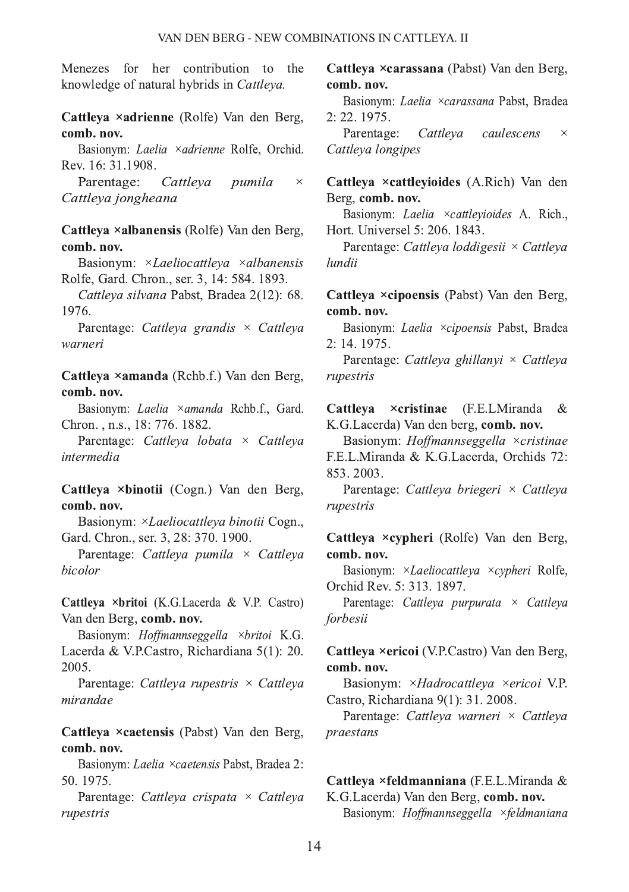Menezes for her contribution to the knowledge of natural hybrids in *Cattleya.*

**Cattleya ×adrienne** (Rolfe) Van den Berg, **comb. nov.**

Basionym: *Laelia ×adrienne* Rolfe, Orchid. Rev. 16: 31.1908.

Parentage: *Cattleya pumila* × *Cattleya jongheana*

**Cattleya ×albanensis** (Rolfe) Van den Berg, **comb. nov.**

Basionym: *×Laeliocattleya ×albanensis* Rolfe, Gard. Chron., ser. 3, 14: 584. 1893.

*Cattleya silvana* Pabst, Bradea 2(12): 68. 1976.

Parentage: *Cattleya grandis* × *Cattleya warneri*

**Cattleya ×amanda** (Rchb.f.) Van den Berg, **comb. nov.**

Basionym: *Laelia ×amanda* Rchb.f., Gard. Chron. , n.s., 18: 776. 1882.

Parentage: *Cattleya lobata* × *Cattleya intermedia*

**Cattleya ×binotii** (Cogn.) Van den Berg, **comb. nov.**

Basionym: *×Laeliocattleya binotii* Cogn., Gard. Chron., ser. 3, 28: 370. 1900.

Parentage: *Cattleya pumila* × *Cattleya bicolor*

**Cattleya ×britoi** (K.G.Lacerda & V.P. Castro) Van den Berg, **comb. nov.**

Basionym: *Hoffmannseggella ×britoi* K.G. Lacerda & V.P.Castro, Richardiana 5(1): 20. 2005.

Parentage: *Cattleya rupestris* × *Cattleya mirandae*

**Cattleya ×caetensis** (Pabst) Van den Berg, **comb. nov.**

Basionym: *Laelia ×caetensis* Pabst, Bradea 2: 50. 1975.

Parentage: *Cattleya crispata* × *Cattleya rupestris*

**Cattleya ×carassana** (Pabst) Van den Berg, **comb. nov.**

Basionym: *Laelia ×carassana* Pabst, Bradea 2: 22. 1975.

Parentage: *Cattleya caulescens* × *Cattleya longipes*

**Cattleya ×cattleyioides** (A.Rich) Van den Berg, **comb. nov.**

Basionym: *Laelia ×cattleyioides* A. Rich., Hort. Universel 5: 206. 1843.

Parentage: *Cattleya loddigesii* × *Cattleya lundii*

**Cattleya ×cipoensis** (Pabst) Van den Berg, **comb. nov.**

Basionym: *Laelia ×cipoensis* Pabst, Bradea 2: 14. 1975.

Parentage: *Cattleya ghillanyi* × *Cattleya rupestris*

**Cattleya ×cristinae** (F.E.LMiranda & K.G.Lacerda) Van den berg, **comb. nov.**

Basionym: *Hoffmannseggella ×cristinae* F.E.L.Miranda & K.G.Lacerda, Orchids 72: 853. 2003.

Parentage: *Cattleya briegeri* × *Cattleya rupestris*

**Cattleya ×cypheri** (Rolfe) Van den Berg, **comb. nov.**

Basionym: *×Laeliocattleya ×cypheri* Rolfe, Orchid Rev. 5: 313. 1897.

Parentage: *Cattleya purpurata* × *Cattleya forbesii*

**Cattleya ×ericoi** (V.P.Castro) Van den Berg, **comb. nov.**

Basionym: *×Hadrocattleya ×ericoi* V.P. Castro, Richardiana 9(1): 31. 2008.

Parentage: *Cattleya warneri* × *Cattleya praestans*

**Cattleya ×feldmanniana** (F.E.L.Miranda & K.G.Lacerda) Van den Berg, **comb. nov.**

Basionym: *Hoffmannseggella ×feldmaniana*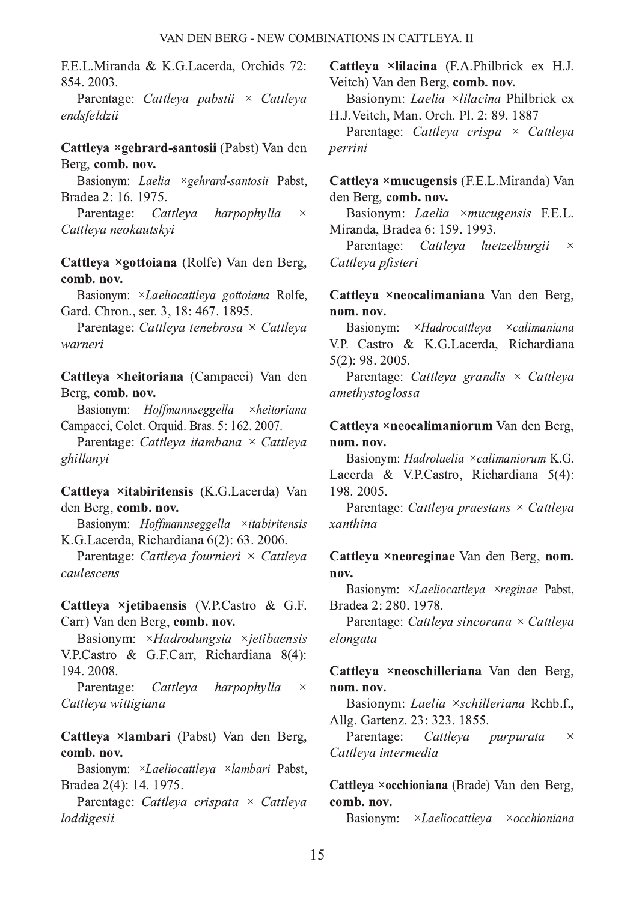F.E.L.Miranda & K.G.Lacerda, Orchids 72: 854. 2003.

Parentage: *Cattleya pabstii* × *Cattleya endsfeldzii*

**Cattleya ×gehrard-santosii** (Pabst) Van den Berg, **comb. nov.**

Basionym: *Laelia ×gehrard-santosii* Pabst, Bradea 2: 16. 1975.

Parentage: *Cattleya harpophylla* × *Cattleya neokautskyi*

**Cattleya ×gottoiana** (Rolfe) Van den Berg, **comb. nov.**

Basionym: *×Laeliocattleya gottoiana* Rolfe, Gard. Chron., ser. 3, 18: 467. 1895.

Parentage: *Cattleya tenebrosa* × *Cattleya warneri*

**Cattleya ×heitoriana** (Campacci) Van den Berg, **comb. nov.**

Basionym: *Hoffmannseggella ×heitoriana* Campacci, Colet. Orquid. Bras. 5: 162. 2007.

Parentage: *Cattleya itambana* × *Cattleya ghillanyi*

**Cattleya ×itabiritensis** (K.G.Lacerda) Van den Berg, **comb. nov.**

Basionym: *Hoffmannseggella ×itabiritensis* K.G.Lacerda, Richardiana 6(2): 63. 2006.

Parentage: *Cattleya fournieri* × *Cattleya caulescens*

**Cattleya ×jetibaensis** (V.P.Castro & G.F. Carr) Van den Berg, **comb. nov.**

Basionym: *×Hadrodungsia ×jetibaensis* V.P.Castro & G.F.Carr, Richardiana 8(4): 194. 2008.

Parentage: *Cattleya harpophylla* × *Cattleya wittigiana*

**Cattleya ×lambari** (Pabst) Van den Berg, **comb. nov.**

Basionym: *×Laeliocattleya ×lambari* Pabst, Bradea 2(4): 14. 1975.

Parentage: *Cattleya crispata* × *Cattleya loddigesii*

**Cattleya ×lilacina** (F.A.Philbrick ex H.J. Veitch) Van den Berg, **comb. nov.**

Basionym: *Laelia ×lilacina* Philbrick ex H.J.Veitch, Man. Orch. Pl. 2: 89. 1887

Parentage: *Cattleya crispa* × *Cattleya perrini*

**Cattleya ×mucugensis** (F.E.L.Miranda) Van den Berg, **comb. nov.**

Basionym: *Laelia ×mucugensis* F.E.L. Miranda, Bradea 6: 159. 1993.

Parentage: *Cattleya luetzelburgii* × *Cattleya pfisteri*

**Cattleya ×neocalimaniana** Van den Berg, **nom. nov.**

Basionym: *×Hadrocattleya ×calimaniana* V.P. Castro & K.G.Lacerda, Richardiana 5(2): 98. 2005.

Parentage: *Cattleya grandis* × *Cattleya amethystoglossa*

**Cattleya ×neocalimaniorum** Van den Berg, **nom. nov.**

Basionym: *Hadrolaelia ×calimaniorum* K.G. Lacerda & V.P.Castro, Richardiana 5(4): 198. 2005.

Parentage: *Cattleya praestans* × *Cattleya xanthina*

**Cattleya ×neoreginae** Van den Berg, **nom. nov.**

Basionym: *×Laeliocattleya ×reginae* Pabst, Bradea 2: 280. 1978.

Parentage: *Cattleya sincorana* × *Cattleya elongata*

**Cattleya ×neoschilleriana** Van den Berg, **nom. nov.**

Basionym: *Laelia ×schilleriana* Rchb.f., Allg. Gartenz. 23: 323. 1855.

Parentage: *Cattleya purpurata* × *Cattleya intermedia*

**Cattleya ×occhioniana** (Brade) Van den Berg, **comb. nov.**

Basionym: *×Laeliocattleya ×occhioniana*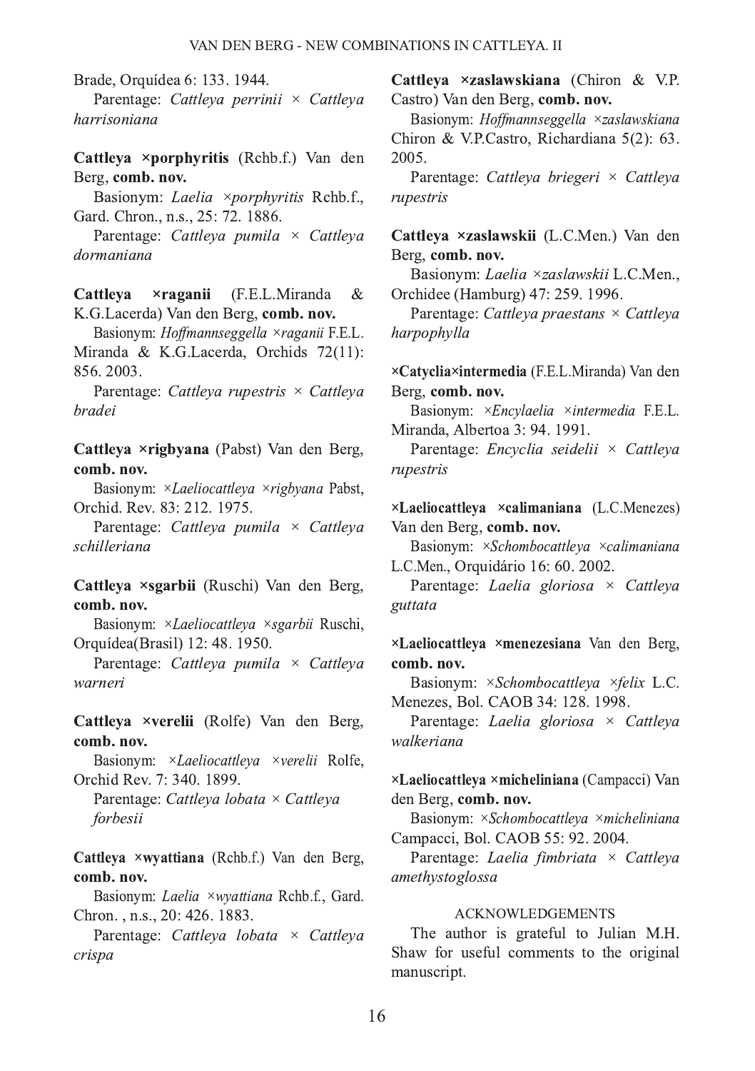Brade, Orquídea 6: 133. 1944.

Parentage: *Cattleya perrinii* × *Cattleya harrisoniana*

**Cattleya ×porphyritis** (Rchb.f.) Van den Berg, **comb. nov.**

Basionym: *Laelia ×porphyritis* Rchb.f., Gard. Chron., n.s., 25: 72. 1886.

Parentage: *Cattleya pumila* × *Cattleya dormaniana*

**Cattleya ×raganii** (F.E.L.Miranda & K.G.Lacerda) Van den Berg, **comb. nov.**

Basionym: *Hoffmannseggella ×raganii* F.E.L. Miranda & K.G.Lacerda, Orchids 72(11): 856. 2003.

Parentage: *Cattleya rupestris* × *Cattleya bradei*

**Cattleya ×rigbyana** (Pabst) Van den Berg, **comb. nov.**

Basionym: ×*Laeliocattleya ×rigbyana* Pabst, Orchid. Rev. 83: 212. 1975.

Parentage: *Cattleya pumila* × *Cattleya schilleriana*

**Cattleya ×sgarbii** (Ruschi) Van den Berg, **comb. nov.**

Basionym: ×*Laeliocattleya ×sgarbii* Ruschi, Orquídea(Brasil) 12: 48. 1950.

Parentage: *Cattleya pumila* × *Cattleya warneri*

**Cattleya ×verelii** (Rolfe) Van den Berg, **comb. nov.**

Basionym: ×*Laeliocattleya ×verelii* Rolfe, Orchid Rev. 7: 340. 1899.

Parentage: *Cattleya lobata* × *Cattleya forbesii*

**Cattleya ×wyattiana** (Rchb.f.) Van den Berg, **comb. nov.**

Basionym: *Laelia ×wyattiana* Rchb.f., Gard. Chron. , n.s., 20: 426. 1883.

Parentage: *Cattleya lobata* × *Cattleya crispa*

**Cattleya ×zaslawskiana** (Chiron & V.P. Castro) Van den Berg, **comb. nov.**

Basionym: *Hoffmannseggella ×zaslawskiana* Chiron & V.P.Castro, Richardiana 5(2): 63. 2005.

Parentage: *Cattleya briegeri* × *Cattleya rupestris*

**Cattleya ×zaslawskii** (L.C.Men.) Van den Berg, **comb. nov.**

Basionym: *Laelia ×zaslawskii* L.C.Men., Orchidee (Hamburg) 47: 259. 1996.

Parentage: *Cattleya praestans* × *Cattleya harpophylla*

**×Catyclia×intermedia** (F.E.L.Miranda) Van den Berg, **comb. nov.**

Basionym: ×*Encylaelia ×intermedia* F.E.L. Miranda, Albertoa 3: 94. 1991.

Parentage: *Encyclia seidelii* × *Cattleya rupestris*

**×Laeliocattleya ×calimaniana** (L.C.Menezes) Van den Berg, **comb. nov.**

Basionym: ×*Schombocattleya ×calimaniana* L.C.Men., Orquidário 16: 60. 2002.

Parentage: *Laelia gloriosa* × *Cattleya guttata*

**×Laeliocattleya ×menezesiana** Van den Berg, **comb. nov.**

Basionym: ×*Schombocattleya ×felix* L.C. Menezes, Bol. CAOB 34: 128. 1998.

Parentage: *Laelia gloriosa* × *Cattleya walkeriana*

**×Laeliocattleya ×micheliniana** (Campacci) Van den Berg, **comb. nov.**

Basionym: ×*Schombocattleya ×micheliniana* Campacci, Bol. CAOB 55: 92. 2004.

Parentage: *Laelia fimbriata* × *Cattleya amethystoglossa*

## ACKNOWLEDGEMENTS

The author is grateful to Julian M.H. Shaw for useful comments to the original manuscript.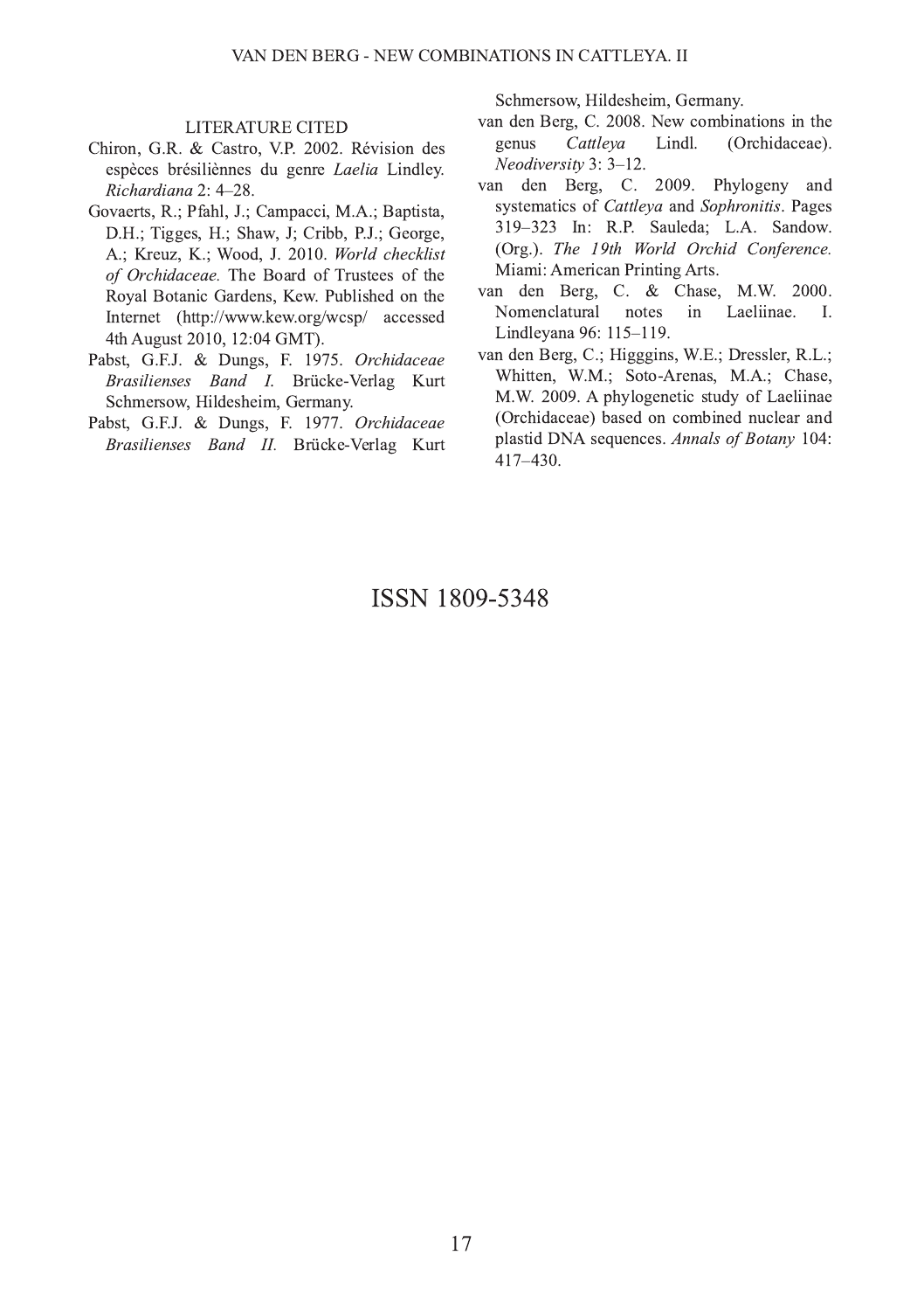## LITERATURE CITED

Chiron, G.R. & Castro, V.P. 2002. Révision des espèces brésiliènnes du genre *Laelia* Lindley. *Richardiana* 2: 4–28.

Govaerts, R.; Pfahl, J.; Campacci, M.A.; Baptista, D.H.; Tigges, H.; Shaw, J; Cribb, P.J.; George, A.; Kreuz, K.; Wood, J. 2010. *World checklist of Orchidaceae.* The Board of Trustees of the Royal Botanic Gardens, Kew. Published on the Internet (http://www.kew.org/wcsp/ accessed 4th August 2010, 12:04 GMT).

Pabst, G.F.J. & Dungs, F. 1975. *Orchidaceae Brasilienses Band I.* Brücke-Verlag Kurt Schmersow, Hildesheim, Germany.

Pabst, G.F.J. & Dungs, F. 1977. *Orchidaceae Brasilienses Band II.* Brücke-Verlag Kurt Schmersow, Hildesheim, Germany.

van den Berg, C. 2008. New combinations in the genus *Cattleya* Lindl. (Orchidaceae). *Neodiversity* 3: 3–12.

van den Berg, C. 2009. Phylogeny and systematics of *Cattleya* and *Sophronitis*. Pages 319–323 In: R.P. Sauleda; L.A. Sandow. (Org.). *The 19th World Orchid Conference.* Miami: American Printing Arts.

van den Berg, C. & Chase, M.W. 2000. Nomenclatural notes in Laeliinae. I. Lindleyana 96: 115–119.

van den Berg, C.; Higggins, W.E.; Dressler, R.L.; Whitten, W.M.; Soto-Arenas, M.A.; Chase, M.W. 2009. A phylogenetic study of Laeliinae (Orchidaceae) based on combined nuclear and plastid DNA sequences. *Annals of Botany* 104: 417–430.

ISSN 1809-5348